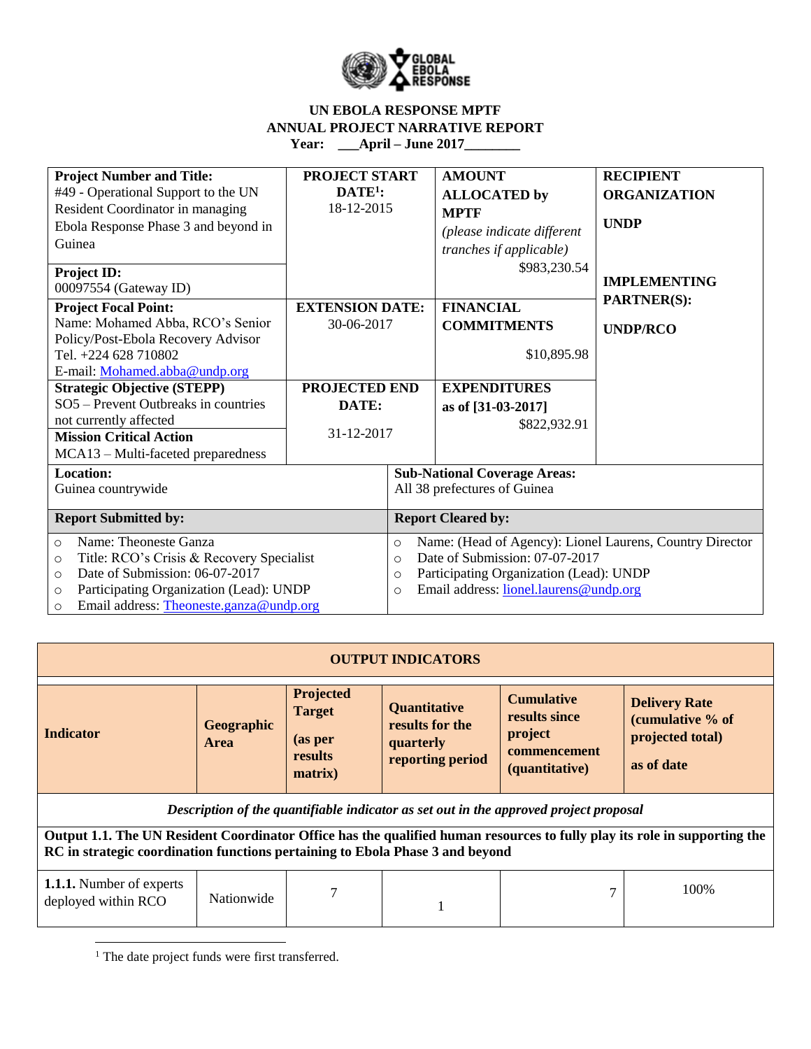# UN EBOLA RESPONSE MPTF
## ANNUAL PROJECT NARRATIVE REPORT
**Year: ___April – June 2017________**

| **Project Number and Title:** #49 - Operational Support to the UN Resident Coordinator in managing Ebola Response Phase 3 and beyond in Guinea | **PROJECT START DATE[1]:** 18-12-2015 | **AMOUNT ALLOCATED by MPTF** *(please indicate different tranches if applicable)* $983,230.54 | **RECIPIENT ORGANIZATION** **UNDP** |
|---|---|---|---|
| **Project ID:** 00097554 (Gateway ID) | | | **IMPLEMENTING PARTNER(S):** **UNDP/RCO** |
| **Project Focal Point:** Name: Mohamed Abba, RCO's Senior Policy/Post-Ebola Recovery Advisor Tel. +224 628 710802 E-mail: Mohamed.abba@undp.org | **EXTENSION DATE:** 30-06-2017 | **FINANCIAL COMMITMENTS** $10,895.98 | |
| **Strategic Objective (STEPP)** SO5 – Prevent Outbreaks in countries not currently affected | **PROJECTED END DATE:** 31-12-2017 | **EXPENDITURES as of [31-03-2017]** $822,932.91 | |
| **Mission Critical Action** MCA13 – Multi-faceted preparedness | | | |

| **Location:** Guinea countrywide | **Sub-National Coverage Areas:** All 38 prefectures of Guinea |
|---|---|
| **Report Submitted by:** | **Report Cleared by:** |
| ○ Name: Theoneste Ganza<br>○ Title: RCO's Crisis & Recovery Specialist<br>○ Date of Submission: 06-07-2017<br>○ Participating Organization (Lead): UNDP<br>○ Email address: Theoneste.ganza@undp.org | ○ Name: (Head of Agency): Lionel Laurens, Country Director<br>○ Date of Submission: 07-07-2017<br>○ Participating Organization (Lead): UNDP<br>○ Email address: lionel.laurens@undp.org |

| **OUTPUT INDICATORS** | | | | | |
|---|---|---|---|---|---|
| **Indicator** | **Geographic Area** | **Projected Target (as per results matrix)** | **Quantitative results for the quarterly reporting period** | **Cumulative results since project commencement (quantitative)** | **Delivery Rate (cumulative % of projected total) as of date** |
| *Description of the quantifiable indicator as set out in the approved project proposal* | | | | | |
| **Output 1.1. The UN Resident Coordinator Office has the qualified human resources to fully play its role in supporting the RC in strategic coordination functions pertaining to Ebola Phase 3 and beyond** | | | | | |
| **1.1.1.** Number of experts deployed within RCO | Nationwide | 7 | 1 | 7 | 100% |

[1] The date project funds were first transferred.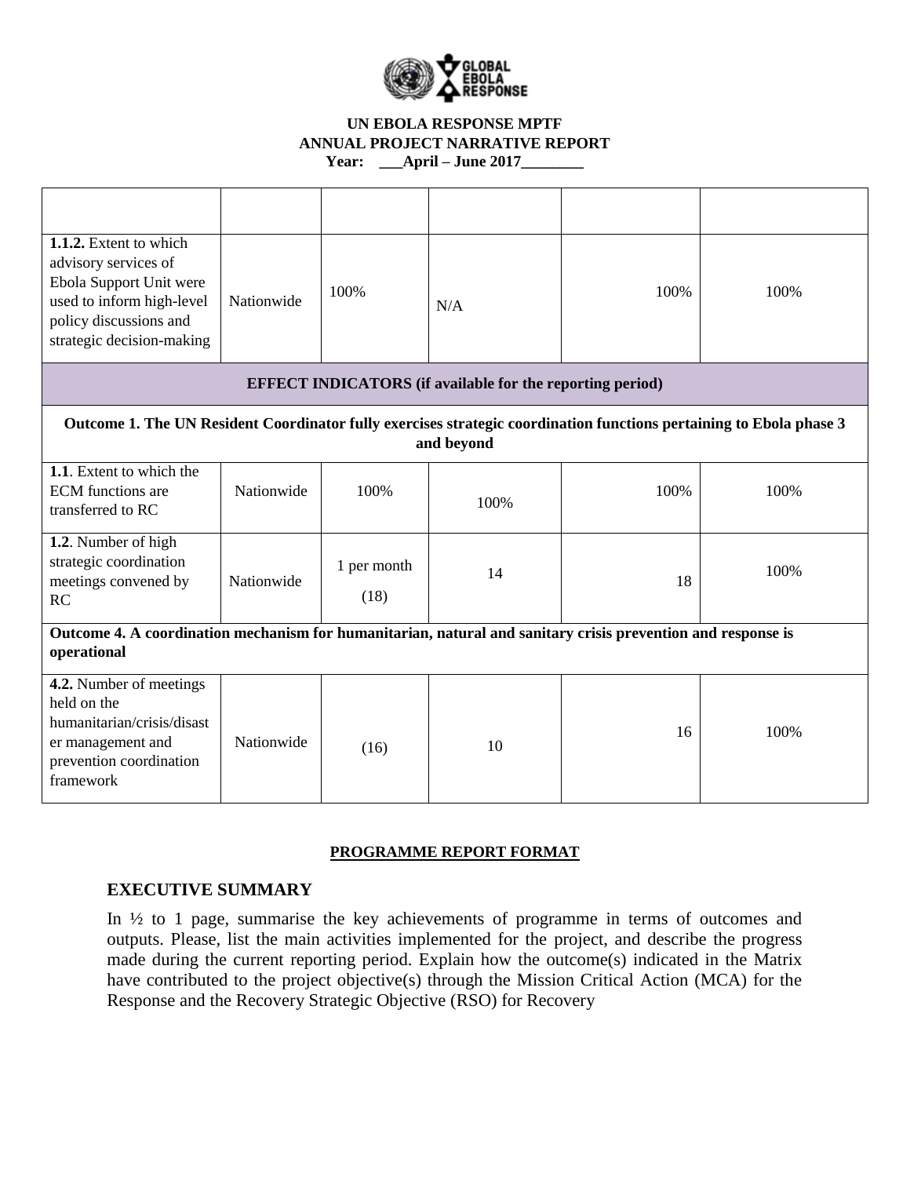**UN EBOLA RESPONSE MPTF**
**ANNUAL PROJECT NARRATIVE REPORT**
**Year: \_\_\_April – June 2017\_\_\_\_\_\_\_\_**

| | | | | | |
|---|---|---|---|---|---|
| **1.1.2.** Extent to which advisory services of Ebola Support Unit were used to inform high-level policy discussions and strategic decision-making | Nationwide | 100% | N/A | 100% | 100% |
| **EFFECT INDICATORS (if available for the reporting period)** | | | | | |
| **Outcome 1. The UN Resident Coordinator fully exercises strategic coordination functions pertaining to Ebola phase 3 and beyond** | | | | | |
| **1.1**. Extent to which the ECM functions are transferred to RC | Nationwide | 100% | 100% | 100% | 100% |
| **1.2**. Number of high strategic coordination meetings convened by RC | Nationwide | 1 per month (18) | 14 | 18 | 100% |
| **Outcome 4. A coordination mechanism for humanitarian, natural and sanitary crisis prevention and response is operational** | | | | | |
| **4.2.** Number of meetings held on the humanitarian/crisis/disaster management and prevention coordination framework | Nationwide | (16) | 10 | 16 | 100% |

**PROGRAMME REPORT FORMAT**

## EXECUTIVE SUMMARY

In ½ to 1 page, summarise the key achievements of programme in terms of outcomes and outputs. Please, list the main activities implemented for the project, and describe the progress made during the current reporting period. Explain how the outcome(s) indicated in the Matrix have contributed to the project objective(s) through the Mission Critical Action (MCA) for the Response and the Recovery Strategic Objective (RSO) for Recovery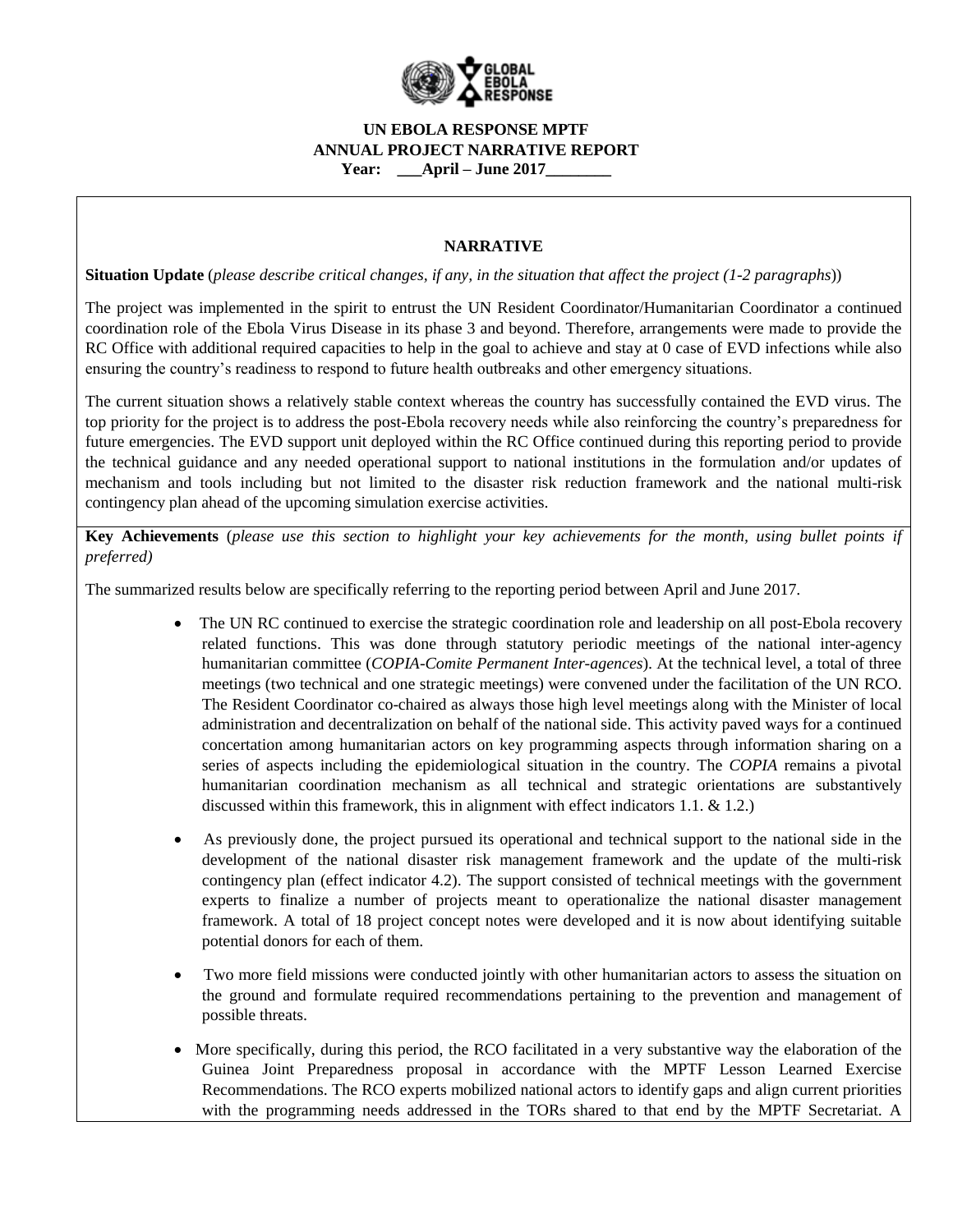**UN EBOLA RESPONSE MPTF**
**ANNUAL PROJECT NARRATIVE REPORT**
**Year: ___April – June 2017________**

**NARRATIVE**

**Situation Update** (*please describe critical changes, if any, in the situation that affect the project (1-2 paragraphs*))

The project was implemented in the spirit to entrust the UN Resident Coordinator/Humanitarian Coordinator a continued coordination role of the Ebola Virus Disease in its phase 3 and beyond. Therefore, arrangements were made to provide the RC Office with additional required capacities to help in the goal to achieve and stay at 0 case of EVD infections while also ensuring the country's readiness to respond to future health outbreaks and other emergency situations.

The current situation shows a relatively stable context whereas the country has successfully contained the EVD virus. The top priority for the project is to address the post-Ebola recovery needs while also reinforcing the country's preparedness for future emergencies. The EVD support unit deployed within the RC Office continued during this reporting period to provide the technical guidance and any needed operational support to national institutions in the formulation and/or updates of mechanism and tools including but not limited to the disaster risk reduction framework and the national multi-risk contingency plan ahead of the upcoming simulation exercise activities.

**Key Achievements** (*please use this section to highlight your key achievements for the month, using bullet points if preferred)*

The summarized results below are specifically referring to the reporting period between April and June 2017.

- The UN RC continued to exercise the strategic coordination role and leadership on all post-Ebola recovery related functions. This was done through statutory periodic meetings of the national inter-agency humanitarian committee (*COPIA-Comite Permanent Inter-agences*). At the technical level, a total of three meetings (two technical and one strategic meetings) were convened under the facilitation of the UN RCO. The Resident Coordinator co-chaired as always those high level meetings along with the Minister of local administration and decentralization on behalf of the national side. This activity paved ways for a continued concertation among humanitarian actors on key programming aspects through information sharing on a series of aspects including the epidemiological situation in the country. The *COPIA* remains a pivotal humanitarian coordination mechanism as all technical and strategic orientations are substantively discussed within this framework, this in alignment with effect indicators 1.1. & 1.2.)

- As previously done, the project pursued its operational and technical support to the national side in the development of the national disaster risk management framework and the update of the multi-risk contingency plan (effect indicator 4.2). The support consisted of technical meetings with the government experts to finalize a number of projects meant to operationalize the national disaster management framework. A total of 18 project concept notes were developed and it is now about identifying suitable potential donors for each of them.

- Two more field missions were conducted jointly with other humanitarian actors to assess the situation on the ground and formulate required recommendations pertaining to the prevention and management of possible threats.

- More specifically, during this period, the RCO facilitated in a very substantive way the elaboration of the Guinea Joint Preparedness proposal in accordance with the MPTF Lesson Learned Exercise Recommendations. The RCO experts mobilized national actors to identify gaps and align current priorities with the programming needs addressed in the TORs shared to that end by the MPTF Secretariat. A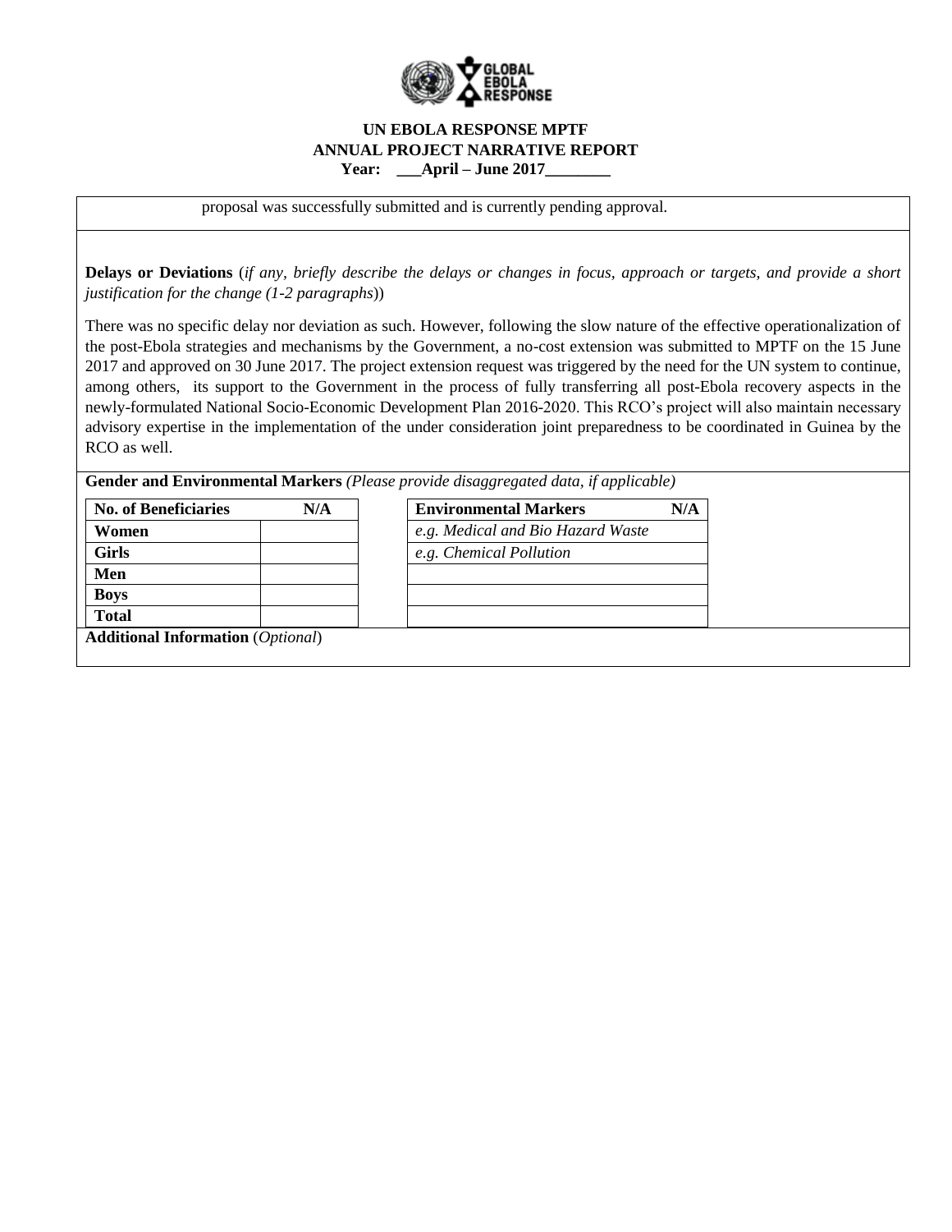**UN EBOLA RESPONSE MPTF**
**ANNUAL PROJECT NARRATIVE REPORT**
**Year: ___April – June 2017________**

proposal was successfully submitted and is currently pending approval.

**Delays or Deviations** (*if any, briefly describe the delays or changes in focus, approach or targets, and provide a short justification for the change (1-2 paragraphs*))

There was no specific delay nor deviation as such. However, following the slow nature of the effective operationalization of the post-Ebola strategies and mechanisms by the Government, a no-cost extension was submitted to MPTF on the 15 June 2017 and approved on 30 June 2017. The project extension request was triggered by the need for the UN system to continue, among others, its support to the Government in the process of fully transferring all post-Ebola recovery aspects in the newly-formulated National Socio-Economic Development Plan 2016-2020. This RCO's project will also maintain necessary advisory expertise in the implementation of the under consideration joint preparedness to be coordinated in Guinea by the RCO as well.

**Gender and Environmental Markers** *(Please provide disaggregated data, if applicable)*

| **No. of Beneficiaries** | **N/A** |
|---|---|
| **Women** | |
| **Girls** | |
| **Men** | |
| **Boys** | |
| **Total** | |

| **Environmental Markers** | **N/A** |
|---|---|
| *e.g. Medical and Bio Hazard Waste* | |
| *e.g. Chemical Pollution* | |
| | |
| | |
| | |

**Additional Information** (*Optional*)